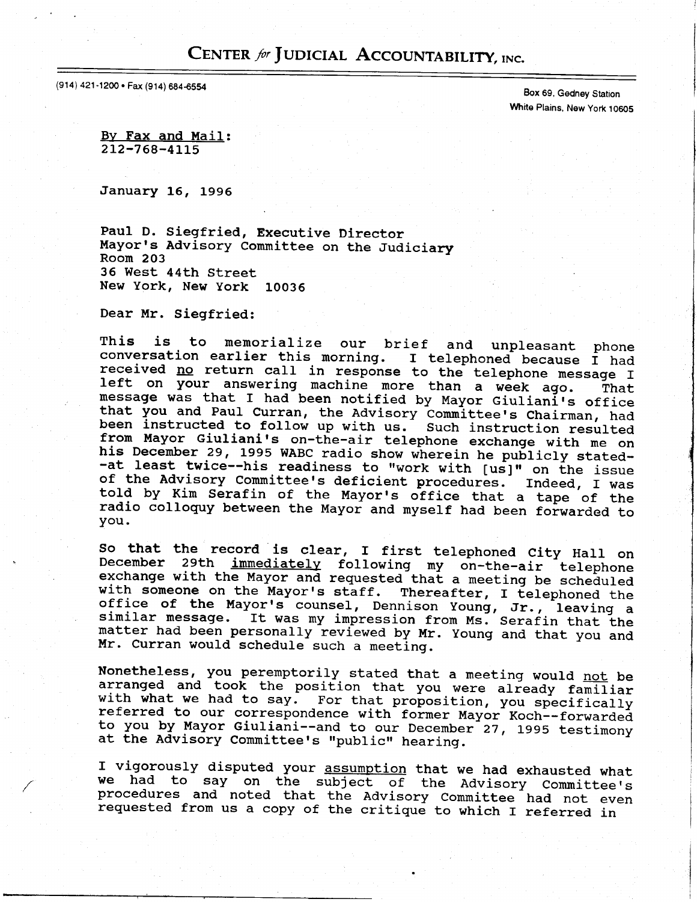# CENTER *for* JUDICIAL ACCOUNTABILITY, INC.

(914) 421-1200 • Fax (914) 684-6554

Box 69, Gedney Station
White Plains, New York 10605

<u>By Fax and Mail</u>:
212-768-4115

January 16, 1996

Paul D. Siegfried, Executive Director
Mayor's Advisory Committee on the Judiciary
Room 203
36 West 44th Street
New York, New York 10036

Dear Mr. Siegfried:

This is to memorialize our brief and unpleasant phone conversation earlier this morning. I telephoned because I had received <u>no</u> return call in response to the telephone message I left on your answering machine more than a week ago. That message was that I had been notified by Mayor Giuliani's office that you and Paul Curran, the Advisory Committee's Chairman, had been instructed to follow up with us. Such instruction resulted from Mayor Giuliani's on-the-air telephone exchange with me on his December 29, 1995 WABC radio show wherein he publicly stated--at least twice--his readiness to "work with [us]" on the issue of the Advisory Committee's deficient procedures. Indeed, I was told by Kim Serafin of the Mayor's office that a tape of the radio colloquy between the Mayor and myself had been forwarded to you.

So that the record is clear, I first telephoned City Hall on December 29th <u>immediately</u> following my on-the-air telephone exchange with the Mayor and requested that a meeting be scheduled with someone on the Mayor's staff. Thereafter, I telephoned the office of the Mayor's counsel, Dennison Young, Jr., leaving a similar message. It was my impression from Ms. Serafin that the matter had been personally reviewed by Mr. Young and that you and Mr. Curran would schedule such a meeting.

Nonetheless, you peremptorily stated that a meeting would <u>not</u> be arranged and took the position that you were already familiar with what we had to say. For that proposition, you specifically referred to our correspondence with former Mayor Koch--forwarded to you by Mayor Giuliani--and to our December 27, 1995 testimony at the Advisory Committee's "public" hearing.

I vigorously disputed your <u>assumption</u> that we had exhausted what we had to say on the subject of the Advisory Committee's procedures and noted that the Advisory Committee had not even requested from us a copy of the critique to which I referred in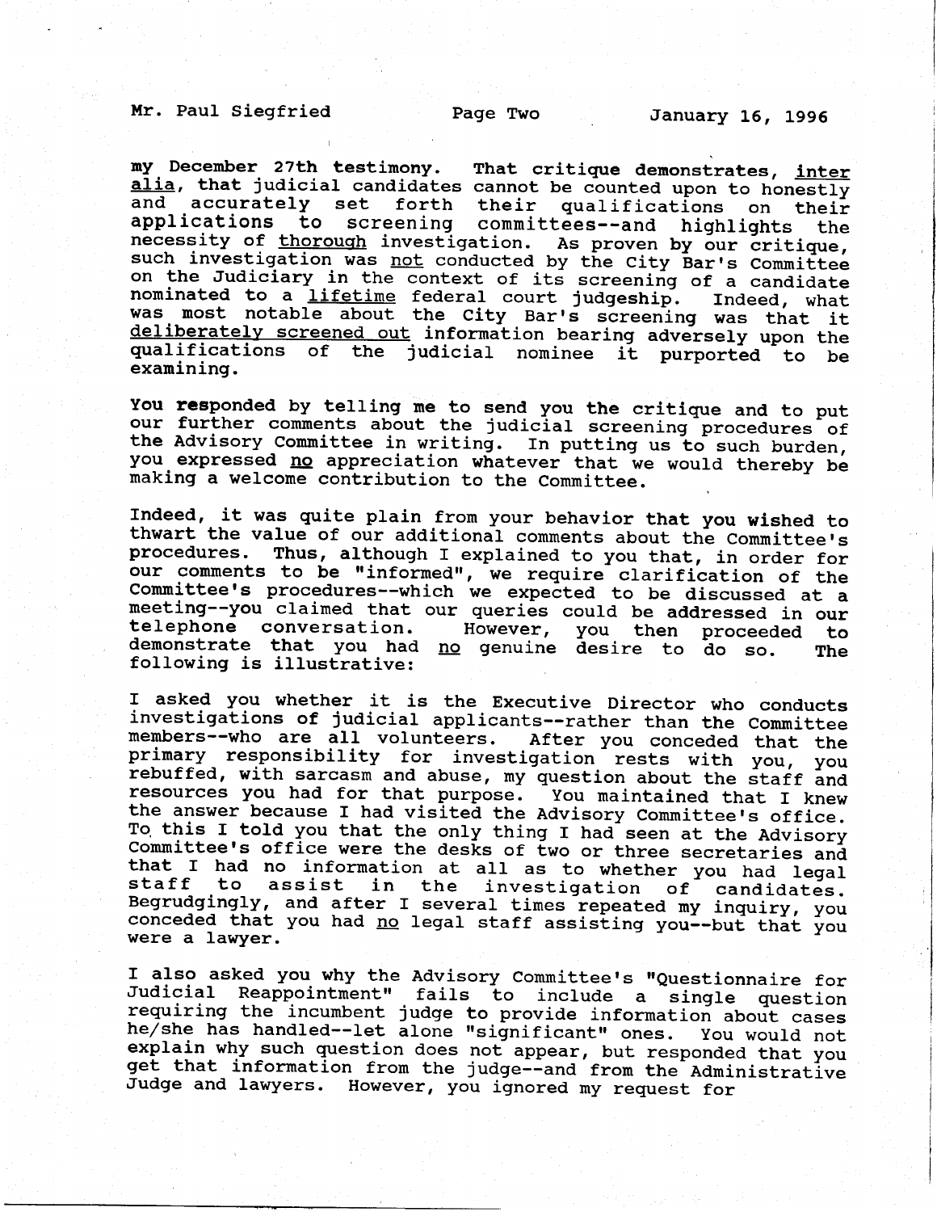my December 27th testimony. That critique demonstrates, _inter alia_, that judicial candidates cannot be counted upon to honestly and accurately set forth their qualifications on their applications to screening committees--and highlights the necessity of _thorough_ investigation. As proven by our critique, such investigation was _not_ conducted by the City Bar's Committee on the Judiciary in the context of its screening of a candidate nominated to a _lifetime_ federal court judgeship. Indeed, what was most notable about the City Bar's screening was that it _deliberately screened out_ information bearing adversely upon the qualifications of the judicial nominee it purported to be examining.

You responded by telling me to send you the critique and to put our further comments about the judicial screening procedures of the Advisory Committee in writing. In putting us to such burden, you expressed _no_ appreciation whatever that we would thereby be making a welcome contribution to the Committee.

Indeed, it was quite plain from your behavior that you wished to thwart the value of our additional comments about the Committee's procedures. Thus, although I explained to you that, in order for our comments to be "informed", we require clarification of the Committee's procedures--which we expected to be discussed at a meeting--you claimed that our queries could be addressed in our telephone conversation. However, you then proceeded to demonstrate that you had _no_ genuine desire to do so. The following is illustrative:

I asked you whether it is the Executive Director who conducts investigations of judicial applicants--rather than the Committee members--who are all volunteers. After you conceded that the primary responsibility for investigation rests with you, you rebuffed, with sarcasm and abuse, my question about the staff and resources you had for that purpose. You maintained that I knew the answer because I had visited the Advisory Committee's office. To this I told you that the only thing I had seen at the Advisory Committee's office were the desks of two or three secretaries and that I had no information at all as to whether you had legal staff to assist in the investigation of candidates. Begrudgingly, and after I several times repeated my inquiry, you conceded that you had _no_ legal staff assisting you--but that you were a lawyer.

I also asked you why the Advisory Committee's "Questionnaire for Judicial Reappointment" fails to include a single question requiring the incumbent judge to provide information about cases he/she has handled--let alone "significant" ones. You would not explain why such question does not appear, but responded that you get that information from the judge--and from the Administrative Judge and lawyers. However, you ignored my request for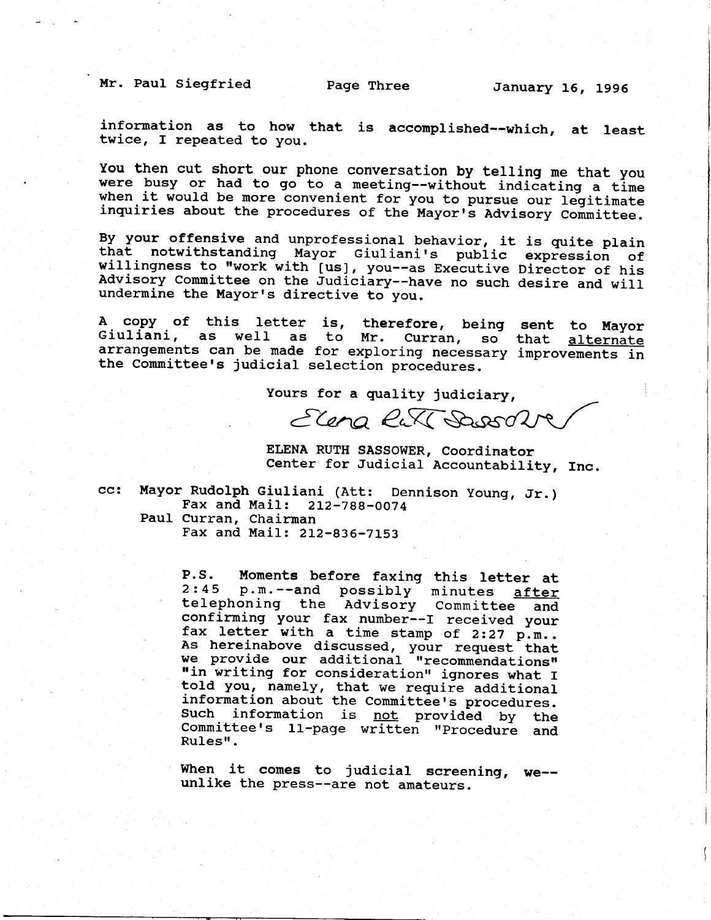information as to how that is accomplished--which, at least twice, I repeated to you.

You then cut short our phone conversation by telling me that you were busy or had to go to a meeting--without indicating a time when it would be more convenient for you to pursue our legitimate inquiries about the procedures of the Mayor's Advisory Committee.

By your offensive and unprofessional behavior, it is quite plain that notwithstanding Mayor Giuliani's public expression of willingness to "work with [us], you--as Executive Director of his Advisory Committee on the Judiciary--have no such desire and will undermine the Mayor's directive to you.

A copy of this letter is, therefore, being sent to Mayor Giuliani, as well as to Mr. Curran, so that <u>alternate</u> arrangements can be made for exploring necessary improvements in the Committee's judicial selection procedures.

Yours for a quality judiciary,

*Elena Ruth Sassower*

ELENA RUTH SASSOWER, Coordinator
Center for Judicial Accountability, Inc.

cc: Mayor Rudolph Giuliani (Att: Dennison Young, Jr.)
Fax and Mail: 212-788-0074
Paul Curran, Chairman
Fax and Mail: 212-836-7153

P.S. Moments before faxing this letter at 2:45 p.m.--and possibly minutes <u>after</u> telephoning the Advisory Committee and confirming your fax number--I received your fax letter with a time stamp of 2:27 p.m.. As hereinabove discussed, your request that we provide our additional "recommendations" "in writing for consideration" ignores what I told you, namely, that we require additional information about the Committee's procedures. Such information is <u>not</u> provided by the Committee's 11-page written "Procedure and Rules".

When it comes to judicial screening, we--unlike the press--are not amateurs.